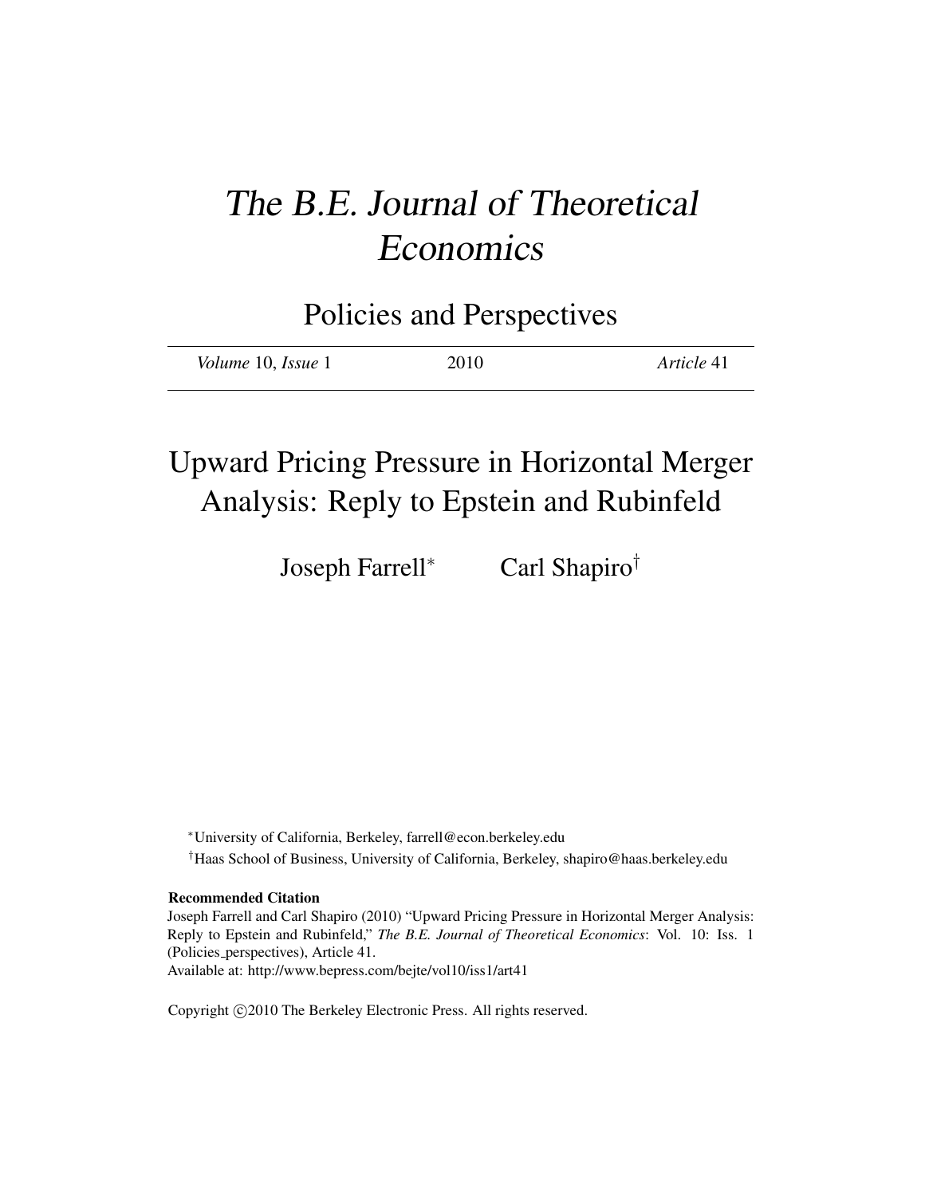# The B.E. Journal of Theoretical Economics

## Policies and Perspectives

| *Volume* 10, *Issue* 1 | 2010 | *Article* 41 |
|---|---|---|

# Upward Pricing Pressure in Horizontal Merger Analysis: Reply to Epstein and Rubinfeld

Joseph Farrell[*] Carl Shapiro[†]

[*]University of California, Berkeley, farrell@econ.berkeley.edu

[†]Haas School of Business, University of California, Berkeley, shapiro@haas.berkeley.edu

**Recommended Citation**

Joseph Farrell and Carl Shapiro (2010) "Upward Pricing Pressure in Horizontal Merger Analysis: Reply to Epstein and Rubinfeld," *The B.E. Journal of Theoretical Economics*: Vol. 10: Iss. 1 (Policies_perspectives), Article 41.

Available at: http://www.bepress.com/bejte/vol10/iss1/art41

Copyright ©2010 The Berkeley Electronic Press. All rights reserved.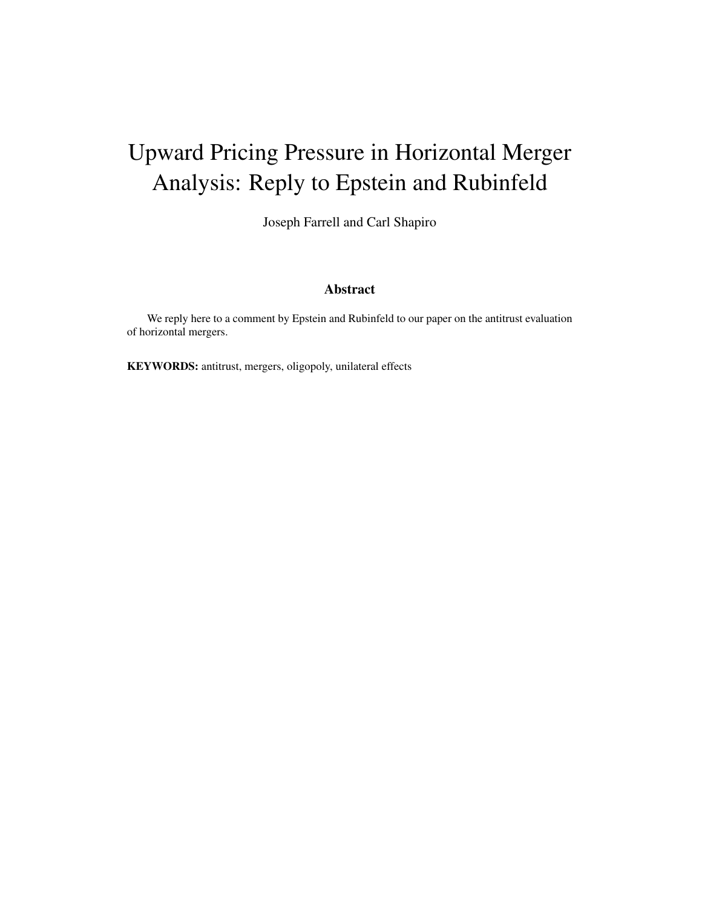# Upward Pricing Pressure in Horizontal Merger Analysis: Reply to Epstein and Rubinfeld

Joseph Farrell and Carl Shapiro

### Abstract

We reply here to a comment by Epstein and Rubinfeld to our paper on the antitrust evaluation of horizontal mergers.

**KEYWORDS:** antitrust, mergers, oligopoly, unilateral effects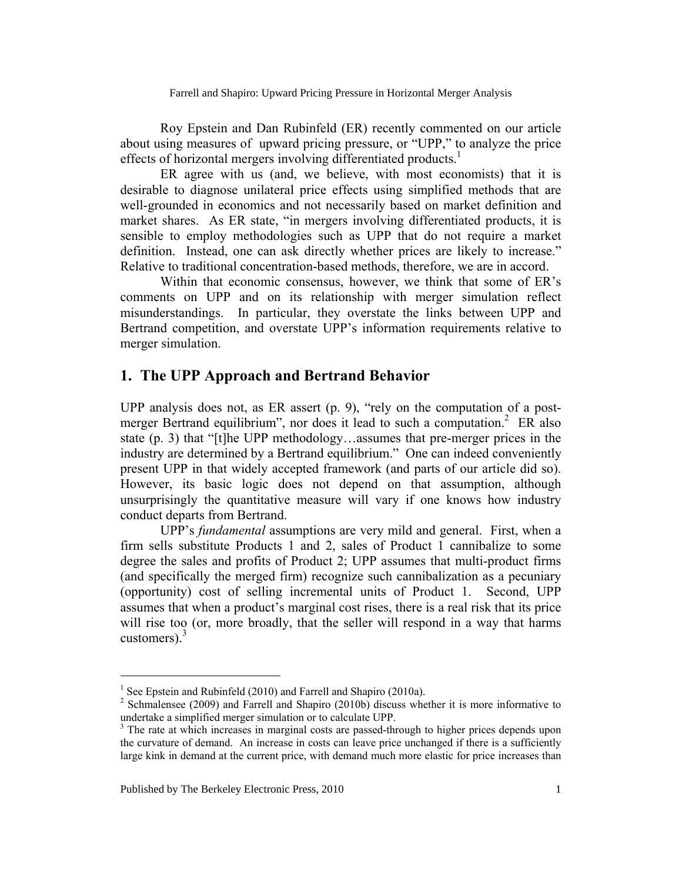Roy Epstein and Dan Rubinfeld (ER) recently commented on our article about using measures of upward pricing pressure, or "UPP," to analyze the price effects of horizontal mergers involving differentiated products.[1]

ER agree with us (and, we believe, with most economists) that it is desirable to diagnose unilateral price effects using simplified methods that are well-grounded in economics and not necessarily based on market definition and market shares. As ER state, "in mergers involving differentiated products, it is sensible to employ methodologies such as UPP that do not require a market definition. Instead, one can ask directly whether prices are likely to increase." Relative to traditional concentration-based methods, therefore, we are in accord.

Within that economic consensus, however, we think that some of ER's comments on UPP and on its relationship with merger simulation reflect misunderstandings. In particular, they overstate the links between UPP and Bertrand competition, and overstate UPP's information requirements relative to merger simulation.

## 1. The UPP Approach and Bertrand Behavior

UPP analysis does not, as ER assert (p. 9), "rely on the computation of a post-merger Bertrand equilibrium", nor does it lead to such a computation.[2] ER also state (p. 3) that "[t]he UPP methodology…assumes that pre-merger prices in the industry are determined by a Bertrand equilibrium." One can indeed conveniently present UPP in that widely accepted framework (and parts of our article did so). However, its basic logic does not depend on that assumption, although unsurprisingly the quantitative measure will vary if one knows how industry conduct departs from Bertrand.

UPP's *fundamental* assumptions are very mild and general. First, when a firm sells substitute Products 1 and 2, sales of Product 1 cannibalize to some degree the sales and profits of Product 2; UPP assumes that multi-product firms (and specifically the merged firm) recognize such cannibalization as a pecuniary (opportunity) cost of selling incremental units of Product 1. Second, UPP assumes that when a product's marginal cost rises, there is a real risk that its price will rise too (or, more broadly, that the seller will respond in a way that harms customers).[3]

---

[1] See Epstein and Rubinfeld (2010) and Farrell and Shapiro (2010a).

[2] Schmalensee (2009) and Farrell and Shapiro (2010b) discuss whether it is more informative to undertake a simplified merger simulation or to calculate UPP.

[3] The rate at which increases in marginal costs are passed-through to higher prices depends upon the curvature of demand. An increase in costs can leave price unchanged if there is a sufficiently large kink in demand at the current price, with demand much more elastic for price increases than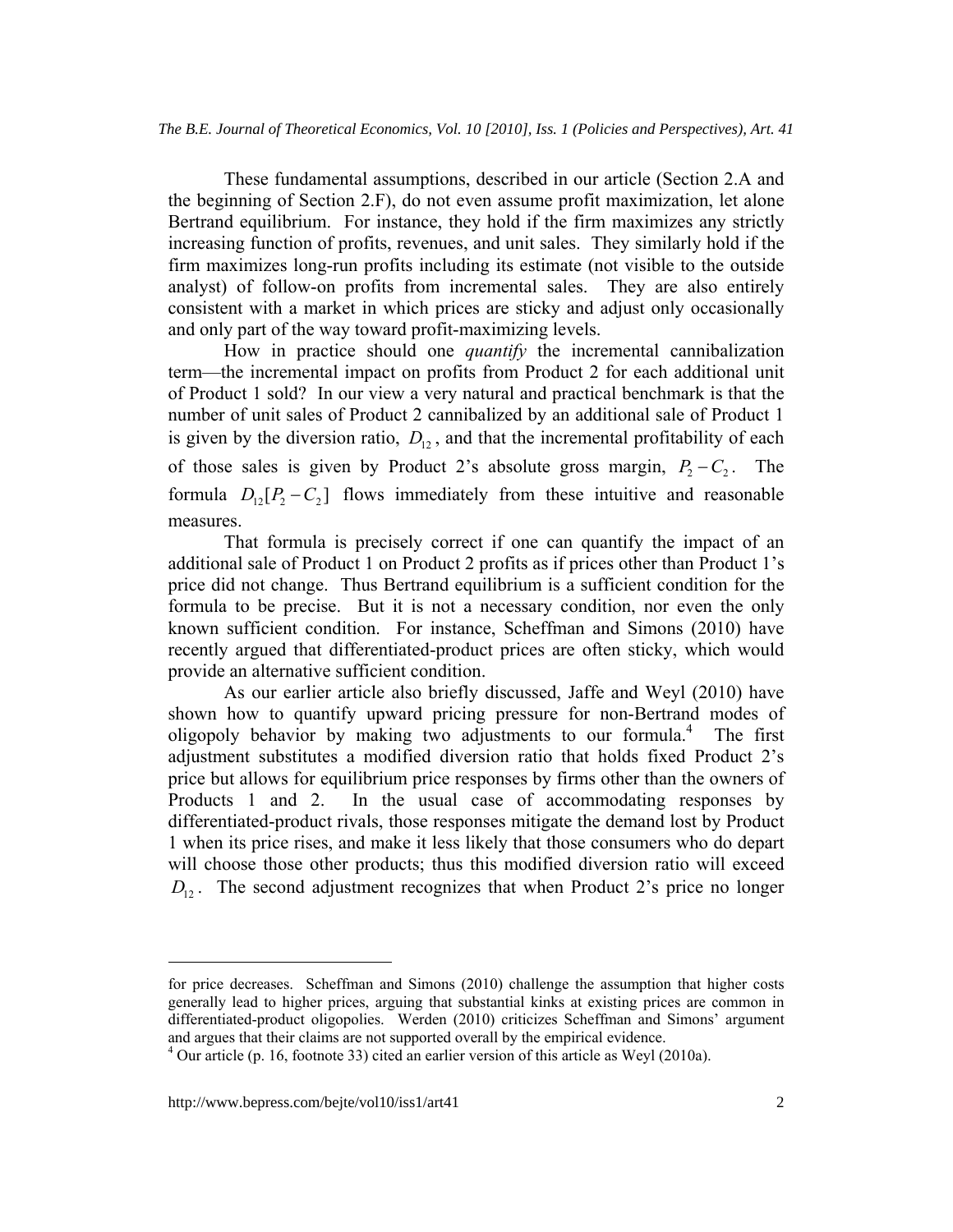These fundamental assumptions, described in our article (Section 2.A and the beginning of Section 2.F), do not even assume profit maximization, let alone Bertrand equilibrium. For instance, they hold if the firm maximizes any strictly increasing function of profits, revenues, and unit sales. They similarly hold if the firm maximizes long-run profits including its estimate (not visible to the outside analyst) of follow-on profits from incremental sales. They are also entirely consistent with a market in which prices are sticky and adjust only occasionally and only part of the way toward profit-maximizing levels.

How in practice should one *quantify* the incremental cannibalization term—the incremental impact on profits from Product 2 for each additional unit of Product 1 sold? In our view a very natural and practical benchmark is that the number of unit sales of Product 2 cannibalized by an additional sale of Product 1 is given by the diversion ratio, $D_{12}$, and that the incremental profitability of each of those sales is given by Product 2's absolute gross margin, $P_2 - C_2$. The formula $D_{12}[P_2 - C_2]$ flows immediately from these intuitive and reasonable measures.

That formula is precisely correct if one can quantify the impact of an additional sale of Product 1 on Product 2 profits as if prices other than Product 1's price did not change. Thus Bertrand equilibrium is a sufficient condition for the formula to be precise. But it is not a necessary condition, nor even the only known sufficient condition. For instance, Scheffman and Simons (2010) have recently argued that differentiated-product prices are often sticky, which would provide an alternative sufficient condition.

As our earlier article also briefly discussed, Jaffe and Weyl (2010) have shown how to quantify upward pricing pressure for non-Bertrand modes of oligopoly behavior by making two adjustments to our formula.[4] The first adjustment substitutes a modified diversion ratio that holds fixed Product 2's price but allows for equilibrium price responses by firms other than the owners of Products 1 and 2. In the usual case of accommodating responses by differentiated-product rivals, those responses mitigate the demand lost by Product 1 when its price rises, and make it less likely that those consumers who do depart will choose those other products; thus this modified diversion ratio will exceed $D_{12}$. The second adjustment recognizes that when Product 2's price no longer

for price decreases. Scheffman and Simons (2010) challenge the assumption that higher costs generally lead to higher prices, arguing that substantial kinks at existing prices are common in differentiated-product oligopolies. Werden (2010) criticizes Scheffman and Simons' argument and argues that their claims are not supported overall by the empirical evidence.

[4] Our article (p. 16, footnote 33) cited an earlier version of this article as Weyl (2010a).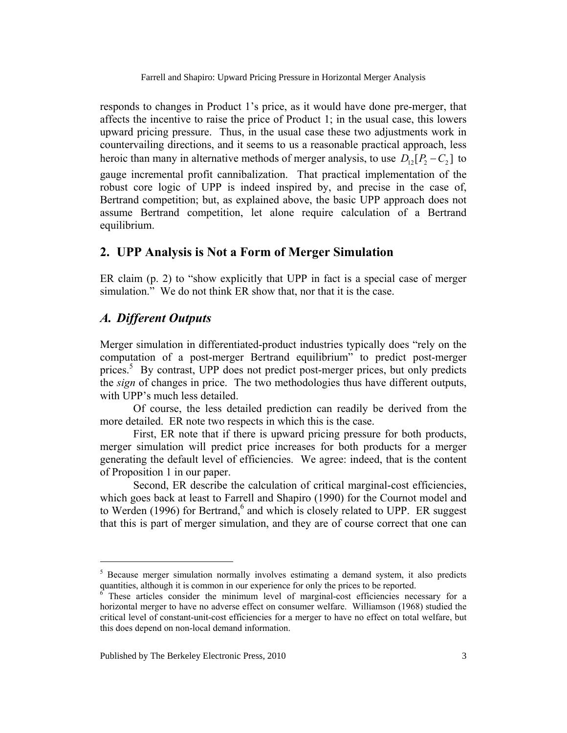responds to changes in Product 1's price, as it would have done pre-merger, that affects the incentive to raise the price of Product 1; in the usual case, this lowers upward pricing pressure. Thus, in the usual case these two adjustments work in countervailing directions, and it seems to us a reasonable practical approach, less heroic than many in alternative methods of merger analysis, to use $D_{12}[P_2 - C_2]$ to gauge incremental profit cannibalization. That practical implementation of the robust core logic of UPP is indeed inspired by, and precise in the case of, Bertrand competition; but, as explained above, the basic UPP approach does not assume Bertrand competition, let alone require calculation of a Bertrand equilibrium.

## 2. UPP Analysis is Not a Form of Merger Simulation

ER claim (p. 2) to "show explicitly that UPP in fact is a special case of merger simulation." We do not think ER show that, nor that it is the case.

### *A. Different Outputs*

Merger simulation in differentiated-product industries typically does "rely on the computation of a post-merger Bertrand equilibrium" to predict post-merger prices.[5] By contrast, UPP does not predict post-merger prices, but only predicts the *sign* of changes in price. The two methodologies thus have different outputs, with UPP's much less detailed.

Of course, the less detailed prediction can readily be derived from the more detailed. ER note two respects in which this is the case.

First, ER note that if there is upward pricing pressure for both products, merger simulation will predict price increases for both products for a merger generating the default level of efficiencies. We agree: indeed, that is the content of Proposition 1 in our paper.

Second, ER describe the calculation of critical marginal-cost efficiencies, which goes back at least to Farrell and Shapiro (1990) for the Cournot model and to Werden (1996) for Bertrand,[6] and which is closely related to UPP. ER suggest that this is part of merger simulation, and they are of course correct that one can

---

[5] Because merger simulation normally involves estimating a demand system, it also predicts quantities, although it is common in our experience for only the prices to be reported.

[6] These articles consider the minimum level of marginal-cost efficiencies necessary for a horizontal merger to have no adverse effect on consumer welfare. Williamson (1968) studied the critical level of constant-unit-cost efficiencies for a merger to have no effect on total welfare, but this does depend on non-local demand information.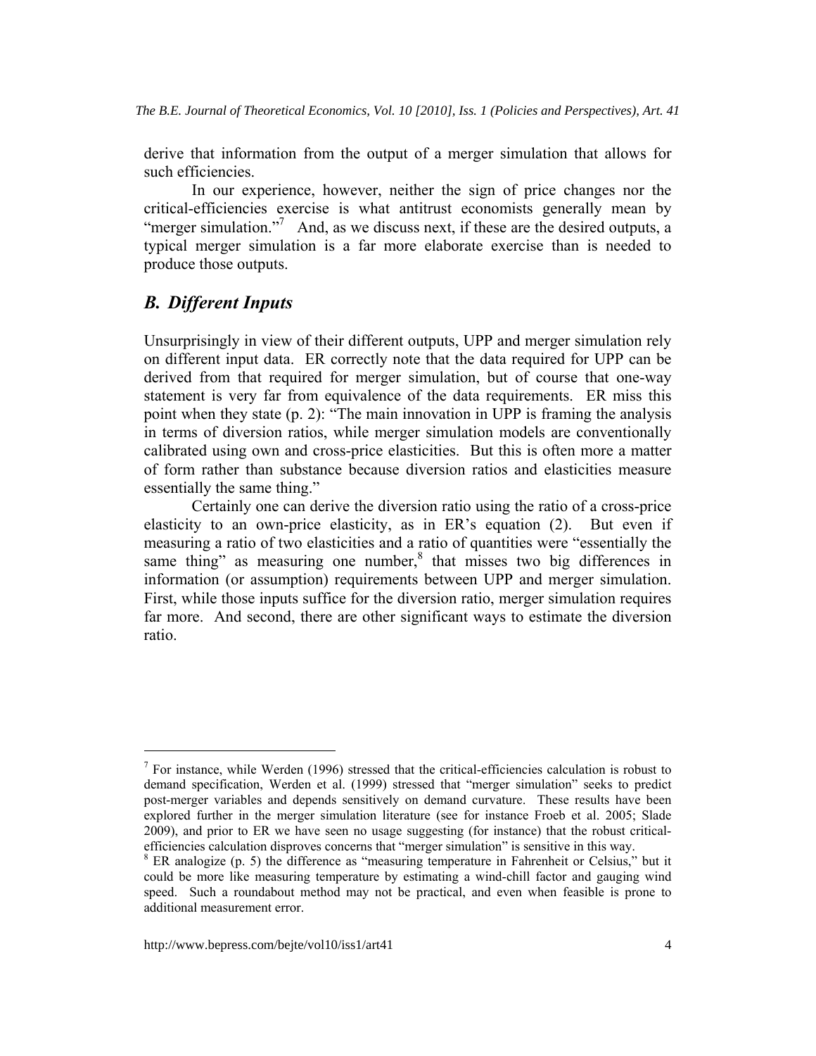derive that information from the output of a merger simulation that allows for such efficiencies.

In our experience, however, neither the sign of price changes nor the critical-efficiencies exercise is what antitrust economists generally mean by "merger simulation."[7] And, as we discuss next, if these are the desired outputs, a typical merger simulation is a far more elaborate exercise than is needed to produce those outputs.

## *B. Different Inputs*

Unsurprisingly in view of their different outputs, UPP and merger simulation rely on different input data. ER correctly note that the data required for UPP can be derived from that required for merger simulation, but of course that one-way statement is very far from equivalence of the data requirements. ER miss this point when they state (p. 2): "The main innovation in UPP is framing the analysis in terms of diversion ratios, while merger simulation models are conventionally calibrated using own and cross-price elasticities. But this is often more a matter of form rather than substance because diversion ratios and elasticities measure essentially the same thing."

Certainly one can derive the diversion ratio using the ratio of a cross-price elasticity to an own-price elasticity, as in ER's equation (2). But even if measuring a ratio of two elasticities and a ratio of quantities were "essentially the same thing" as measuring one number,[8] that misses two big differences in information (or assumption) requirements between UPP and merger simulation. First, while those inputs suffice for the diversion ratio, merger simulation requires far more. And second, there are other significant ways to estimate the diversion ratio.

---

[7] For instance, while Werden (1996) stressed that the critical-efficiencies calculation is robust to demand specification, Werden et al. (1999) stressed that "merger simulation" seeks to predict post-merger variables and depends sensitively on demand curvature. These results have been explored further in the merger simulation literature (see for instance Froeb et al. 2005; Slade 2009), and prior to ER we have seen no usage suggesting (for instance) that the robust critical-efficiencies calculation disproves concerns that "merger simulation" is sensitive in this way.

[8] ER analogize (p. 5) the difference as "measuring temperature in Fahrenheit or Celsius," but it could be more like measuring temperature by estimating a wind-chill factor and gauging wind speed. Such a roundabout method may not be practical, and even when feasible is prone to additional measurement error.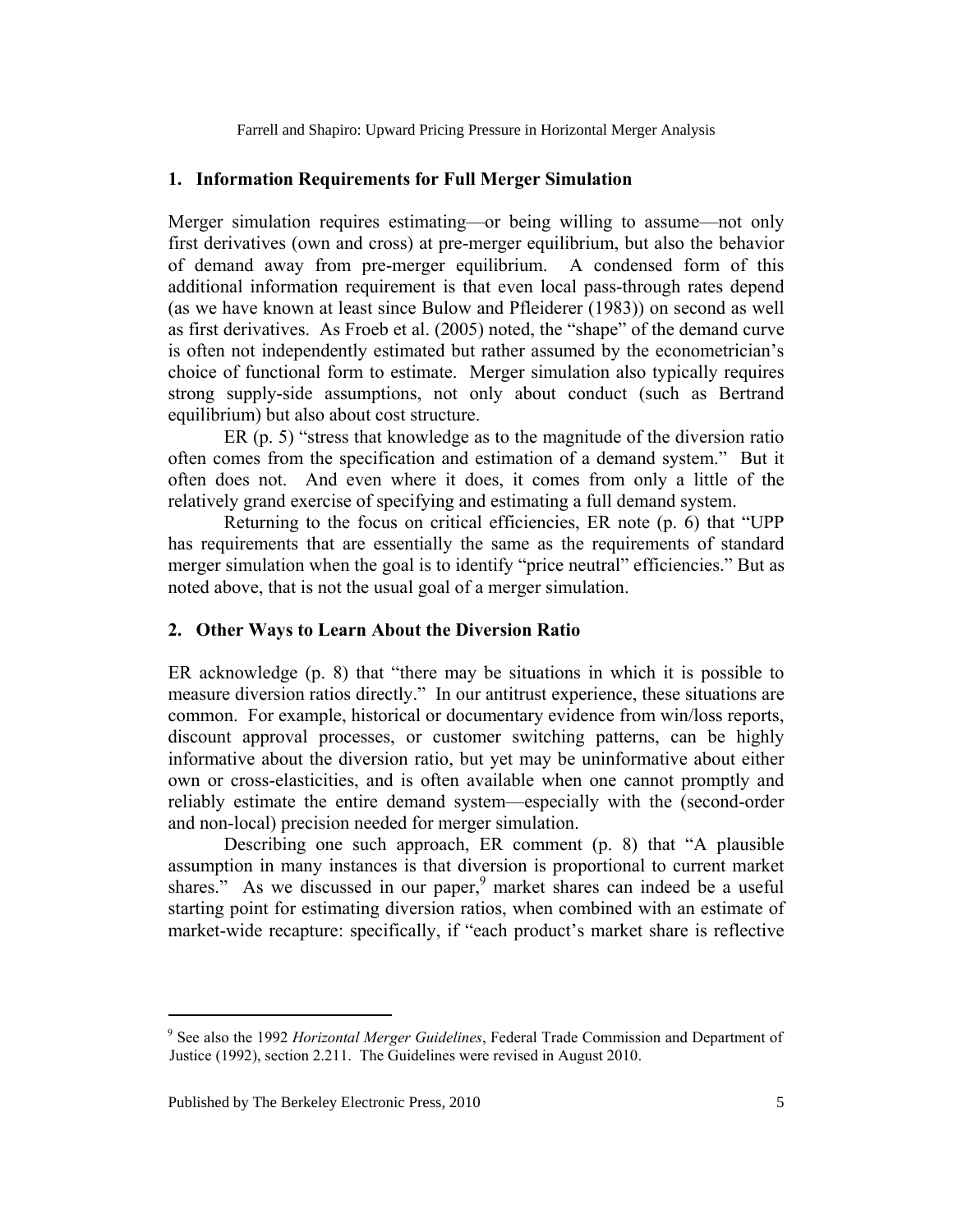## 1. Information Requirements for Full Merger Simulation

Merger simulation requires estimating—or being willing to assume—not only first derivatives (own and cross) at pre-merger equilibrium, but also the behavior of demand away from pre-merger equilibrium. A condensed form of this additional information requirement is that even local pass-through rates depend (as we have known at least since Bulow and Pfleiderer (1983)) on second as well as first derivatives. As Froeb et al. (2005) noted, the "shape" of the demand curve is often not independently estimated but rather assumed by the econometrician's choice of functional form to estimate. Merger simulation also typically requires strong supply-side assumptions, not only about conduct (such as Bertrand equilibrium) but also about cost structure.

ER (p. 5) "stress that knowledge as to the magnitude of the diversion ratio often comes from the specification and estimation of a demand system." But it often does not. And even where it does, it comes from only a little of the relatively grand exercise of specifying and estimating a full demand system.

Returning to the focus on critical efficiencies, ER note (p. 6) that "UPP has requirements that are essentially the same as the requirements of standard merger simulation when the goal is to identify "price neutral" efficiencies." But as noted above, that is not the usual goal of a merger simulation.

## 2. Other Ways to Learn About the Diversion Ratio

ER acknowledge (p. 8) that "there may be situations in which it is possible to measure diversion ratios directly." In our antitrust experience, these situations are common. For example, historical or documentary evidence from win/loss reports, discount approval processes, or customer switching patterns, can be highly informative about the diversion ratio, but yet may be uninformative about either own or cross-elasticities, and is often available when one cannot promptly and reliably estimate the entire demand system—especially with the (second-order and non-local) precision needed for merger simulation.

Describing one such approach, ER comment (p. 8) that "A plausible assumption in many instances is that diversion is proportional to current market shares." As we discussed in our paper,[9] market shares can indeed be a useful starting point for estimating diversion ratios, when combined with an estimate of market-wide recapture: specifically, if "each product's market share is reflective

---

[9] See also the 1992 *Horizontal Merger Guidelines*, Federal Trade Commission and Department of Justice (1992), section 2.211. The Guidelines were revised in August 2010.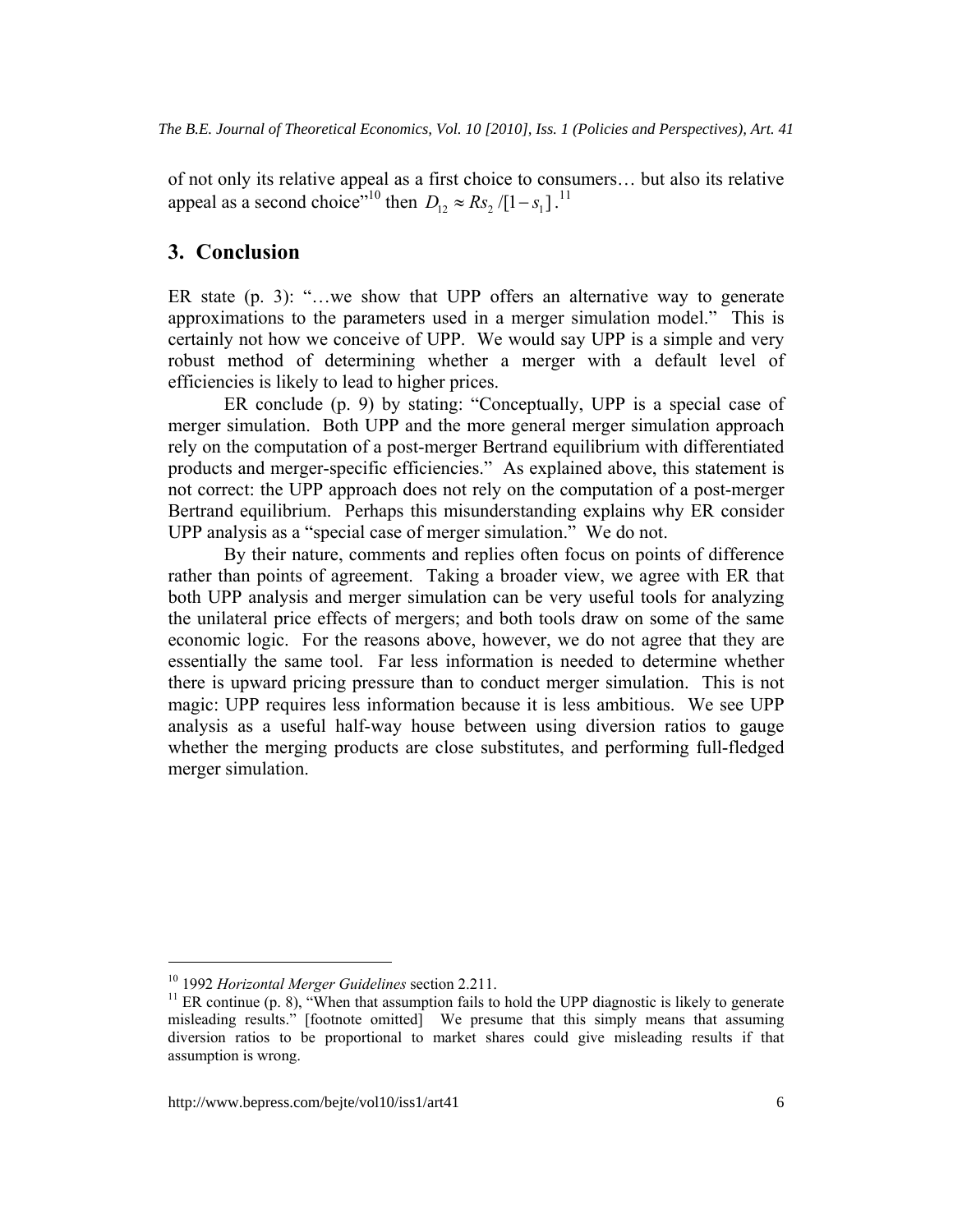of not only its relative appeal as a first choice to consumers… but also its relative appeal as a second choice"[10] then $D_{12} \approx Rs_2/[1-s_1]$.[11]

## 3. Conclusion

ER state (p. 3): "…we show that UPP offers an alternative way to generate approximations to the parameters used in a merger simulation model." This is certainly not how we conceive of UPP. We would say UPP is a simple and very robust method of determining whether a merger with a default level of efficiencies is likely to lead to higher prices.

ER conclude (p. 9) by stating: "Conceptually, UPP is a special case of merger simulation. Both UPP and the more general merger simulation approach rely on the computation of a post-merger Bertrand equilibrium with differentiated products and merger-specific efficiencies." As explained above, this statement is not correct: the UPP approach does not rely on the computation of a post-merger Bertrand equilibrium. Perhaps this misunderstanding explains why ER consider UPP analysis as a "special case of merger simulation." We do not.

By their nature, comments and replies often focus on points of difference rather than points of agreement. Taking a broader view, we agree with ER that both UPP analysis and merger simulation can be very useful tools for analyzing the unilateral price effects of mergers; and both tools draw on some of the same economic logic. For the reasons above, however, we do not agree that they are essentially the same tool. Far less information is needed to determine whether there is upward pricing pressure than to conduct merger simulation. This is not magic: UPP requires less information because it is less ambitious. We see UPP analysis as a useful half-way house between using diversion ratios to gauge whether the merging products are close substitutes, and performing full-fledged merger simulation.

---

[10] 1992 *Horizontal Merger Guidelines* section 2.211.

[11] ER continue (p. 8), "When that assumption fails to hold the UPP diagnostic is likely to generate misleading results." [footnote omitted] We presume that this simply means that assuming diversion ratios to be proportional to market shares could give misleading results if that assumption is wrong.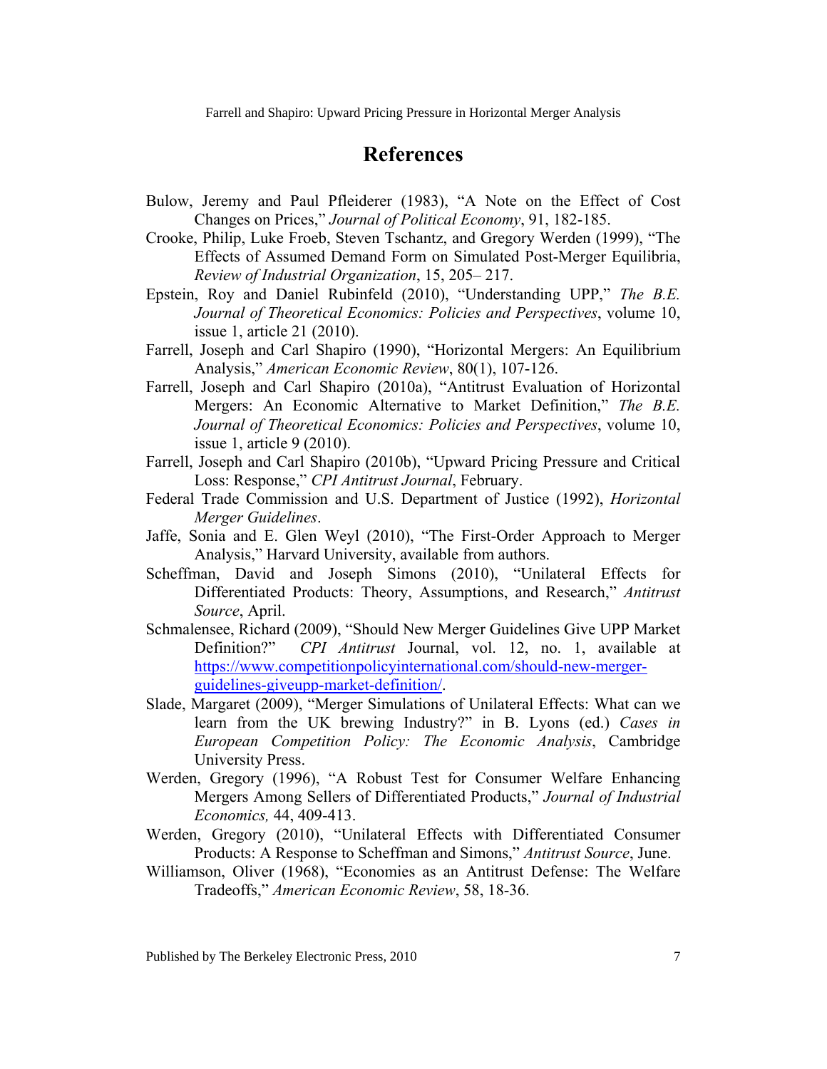# References

Bulow, Jeremy and Paul Pfleiderer (1983), "A Note on the Effect of Cost Changes on Prices," *Journal of Political Economy*, 91, 182-185.

Crooke, Philip, Luke Froeb, Steven Tschantz, and Gregory Werden (1999), "The Effects of Assumed Demand Form on Simulated Post-Merger Equilibria, *Review of Industrial Organization*, 15, 205– 217.

Epstein, Roy and Daniel Rubinfeld (2010), "Understanding UPP," *The B.E. Journal of Theoretical Economics: Policies and Perspectives*, volume 10, issue 1, article 21 (2010).

Farrell, Joseph and Carl Shapiro (1990), "Horizontal Mergers: An Equilibrium Analysis," *American Economic Review*, 80(1), 107-126.

Farrell, Joseph and Carl Shapiro (2010a), "Antitrust Evaluation of Horizontal Mergers: An Economic Alternative to Market Definition," *The B.E. Journal of Theoretical Economics: Policies and Perspectives*, volume 10, issue 1, article 9 (2010).

Farrell, Joseph and Carl Shapiro (2010b), "Upward Pricing Pressure and Critical Loss: Response," *CPI Antitrust Journal*, February.

Federal Trade Commission and U.S. Department of Justice (1992), *Horizontal Merger Guidelines*.

Jaffe, Sonia and E. Glen Weyl (2010), "The First-Order Approach to Merger Analysis," Harvard University, available from authors.

Scheffman, David and Joseph Simons (2010), "Unilateral Effects for Differentiated Products: Theory, Assumptions, and Research," *Antitrust Source*, April.

Schmalensee, Richard (2009), "Should New Merger Guidelines Give UPP Market Definition?" *CPI Antitrust* Journal, vol. 12, no. 1, available at https://www.competitionpolicyinternational.com/should-new-merger-guidelines-giveupp-market-definition/.

Slade, Margaret (2009), "Merger Simulations of Unilateral Effects: What can we learn from the UK brewing Industry?" in B. Lyons (ed.) *Cases in European Competition Policy: The Economic Analysis*, Cambridge University Press.

Werden, Gregory (1996), "A Robust Test for Consumer Welfare Enhancing Mergers Among Sellers of Differentiated Products," *Journal of Industrial Economics,* 44, 409-413.

Werden, Gregory (2010), "Unilateral Effects with Differentiated Consumer Products: A Response to Scheffman and Simons," *Antitrust Source*, June.

Williamson, Oliver (1968), "Economies as an Antitrust Defense: The Welfare Tradeoffs," *American Economic Review*, 58, 18-36.